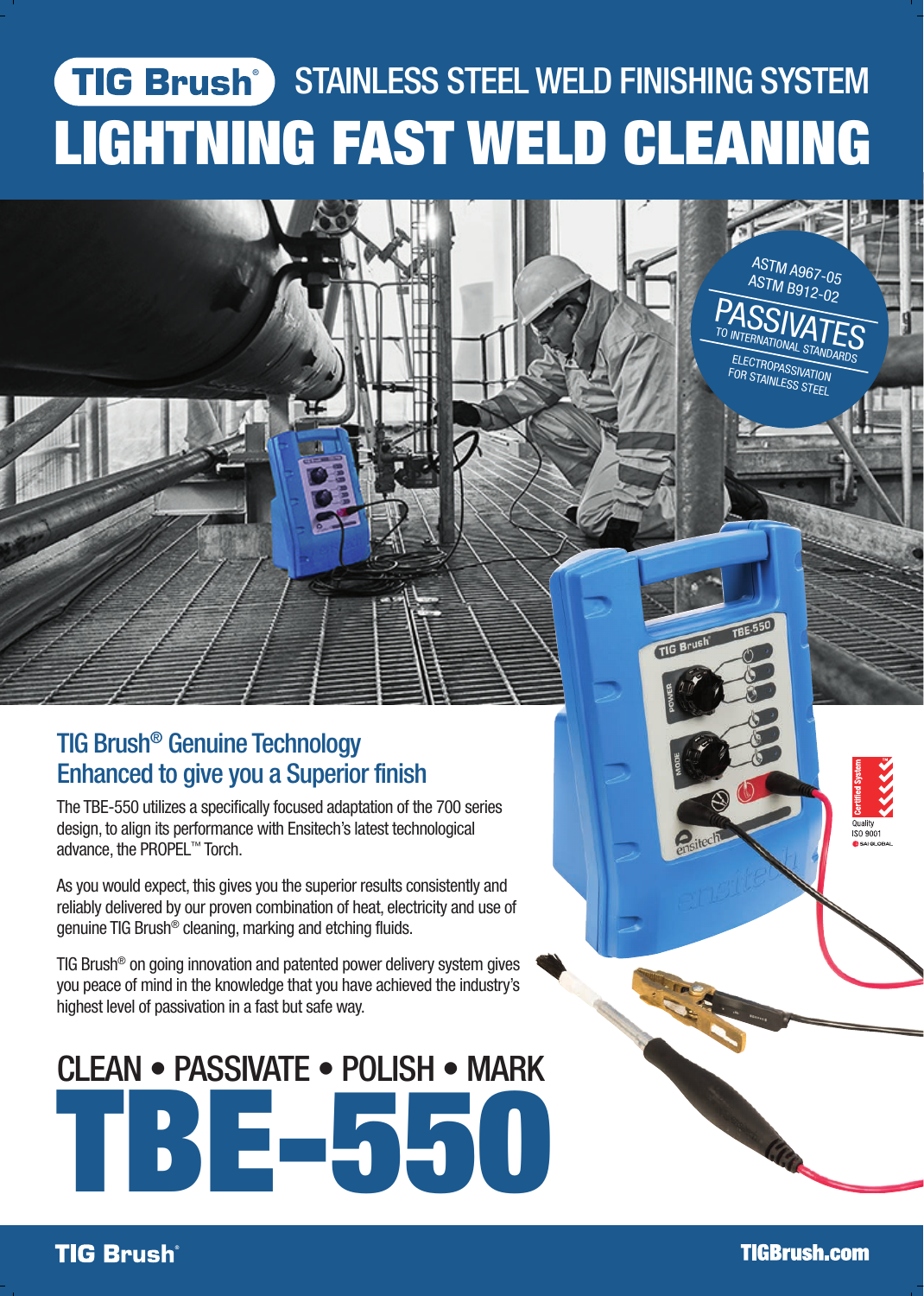# TIG Brush® STAINLESS STEEL WELD FINISHING SYSTEM

# LIGHTNING FAST WELD CLEANING

ASTM A967-05
ASTM B912-02
PASSIVATES
TO INTERNATIONAL STANDARDS
ELECTROPASSIVATION FOR STAINLESS STEEL

## TIG Brush® Genuine Technology Enhanced to give you a Superior finish

The TBE-550 utilizes a specifically focused adaptation of the 700 series design, to align its performance with Ensitech's latest technological advance, the PROPEL™ Torch.

As you would expect, this gives you the superior results consistently and reliably delivered by our proven combination of heat, electricity and use of genuine TIG Brush® cleaning, marking and etching fluids.

TIG Brush® on going innovation and patented power delivery system gives you peace of mind in the knowledge that you have achieved the industry's highest level of passivation in a fast but safe way.

## CLEAN • PASSIVATE • POLISH • MARK

# TBE-550

Certified System
Quality ISO 9001
SAI GLOBAL

TIG Brush®

TIGBrush.com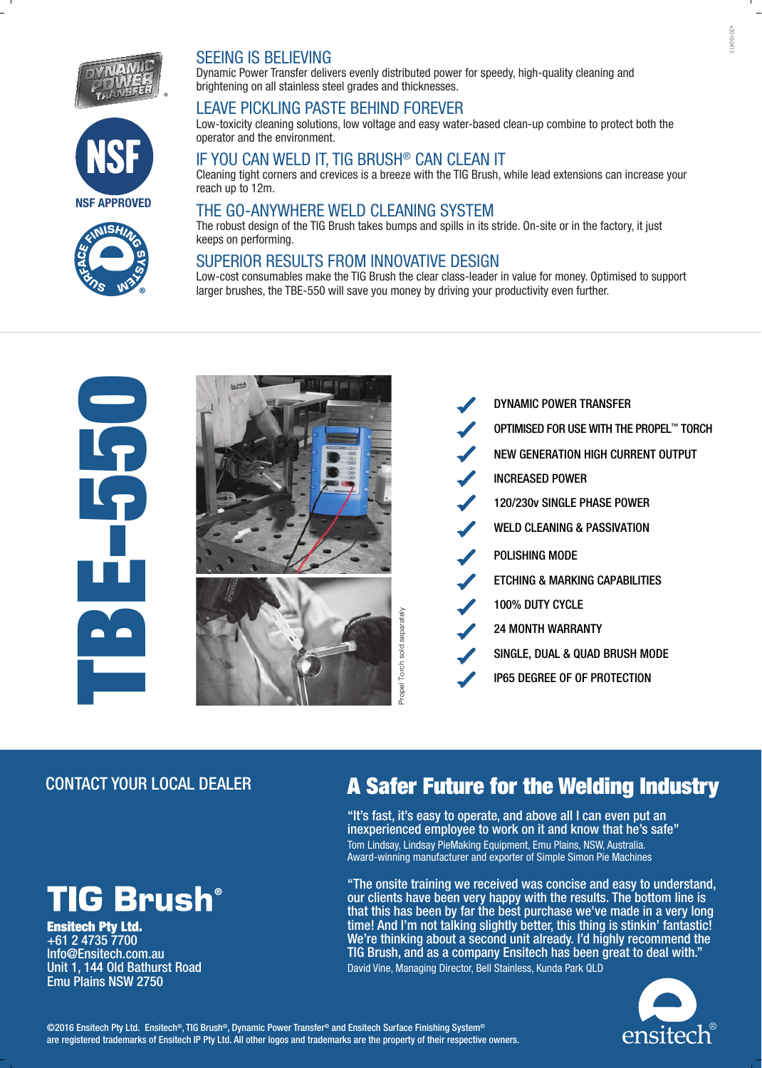## SEEING IS BELIEVING

Dynamic Power Transfer delivers evenly distributed power for speedy, high-quality cleaning and brightening on all stainless steel grades and thicknesses.

## LEAVE PICKLING PASTE BEHIND FOREVER

Low-toxicity cleaning solutions, low voltage and easy water-based clean-up combine to protect both the operator and the environment.

## IF YOU CAN WELD IT, TIG BRUSH® CAN CLEAN IT

Cleaning tight corners and crevices is a breeze with the TIG Brush, while lead extensions can increase your reach up to 12m.

## THE GO-ANYWHERE WELD CLEANING SYSTEM

The robust design of the TIG Brush takes bumps and spills in its stride. On-site or in the factory, it just keeps on performing.

## SUPERIOR RESULTS FROM INNOVATIVE DESIGN

Low-cost consumables make the TIG Brush the clear class-leader in value for money. Optimised to support larger brushes, the TBE-550 will save you money by driving your productivity even further.

NSF APPROVED

# TBE-550

Propel Torch sold separately

- DYNAMIC POWER TRANSFER
- OPTIMISED FOR USE WITH THE PROPEL™ TORCH
- NEW GENERATION HIGH CURRENT OUTPUT
- INCREASED POWER
- 120/230v SINGLE PHASE POWER
- WELD CLEANING & PASSIVATION
- POLISHING MODE
- ETCHING & MARKING CAPABILITIES
- 100% DUTY CYCLE
- 24 MONTH WARRANTY
- SINGLE, DUAL & QUAD BRUSH MODE
- IP65 DEGREE OF OF PROTECTION

CONTACT YOUR LOCAL DEALER

## A Safer Future for the Welding Industry

"It's fast, it's easy to operate, and above all I can even put an inexperienced employee to work on it and know that he's safe"
Tom Lindsay, Lindsay PieMaking Equipment, Emu Plains, NSW, Australia.
Award-winning manufacturer and exporter of Simple Simon Pie Machines

"The onsite training we received was concise and easy to understand, our clients have been very happy with the results. The bottom line is that this has been by far the best purchase we've made in a very long time! And I'm not talking slightly better, this thing is stinkin' fantastic! We're thinking about a second unit already. I'd highly recommend the TIG Brush, and as a company Ensitech has been great to deal with."
David Vine, Managing Director, Bell Stainless, Kunda Park QLD

**TIG Brush®**

**Ensitech Pty Ltd.**
+61 2 4735 7700
Info@Ensitech.com.au
Unit 1, 144 Old Bathurst Road
Emu Plains NSW 2750

©2016 Ensitech Pty Ltd. Ensitech®, TIG Brush®, Dynamic Power Transfer® and Ensitech Surface Finishing System® are registered trademarks of Ensitech IP Pty Ltd. All other logos and trademarks are the property of their respective owners.

ensitech®